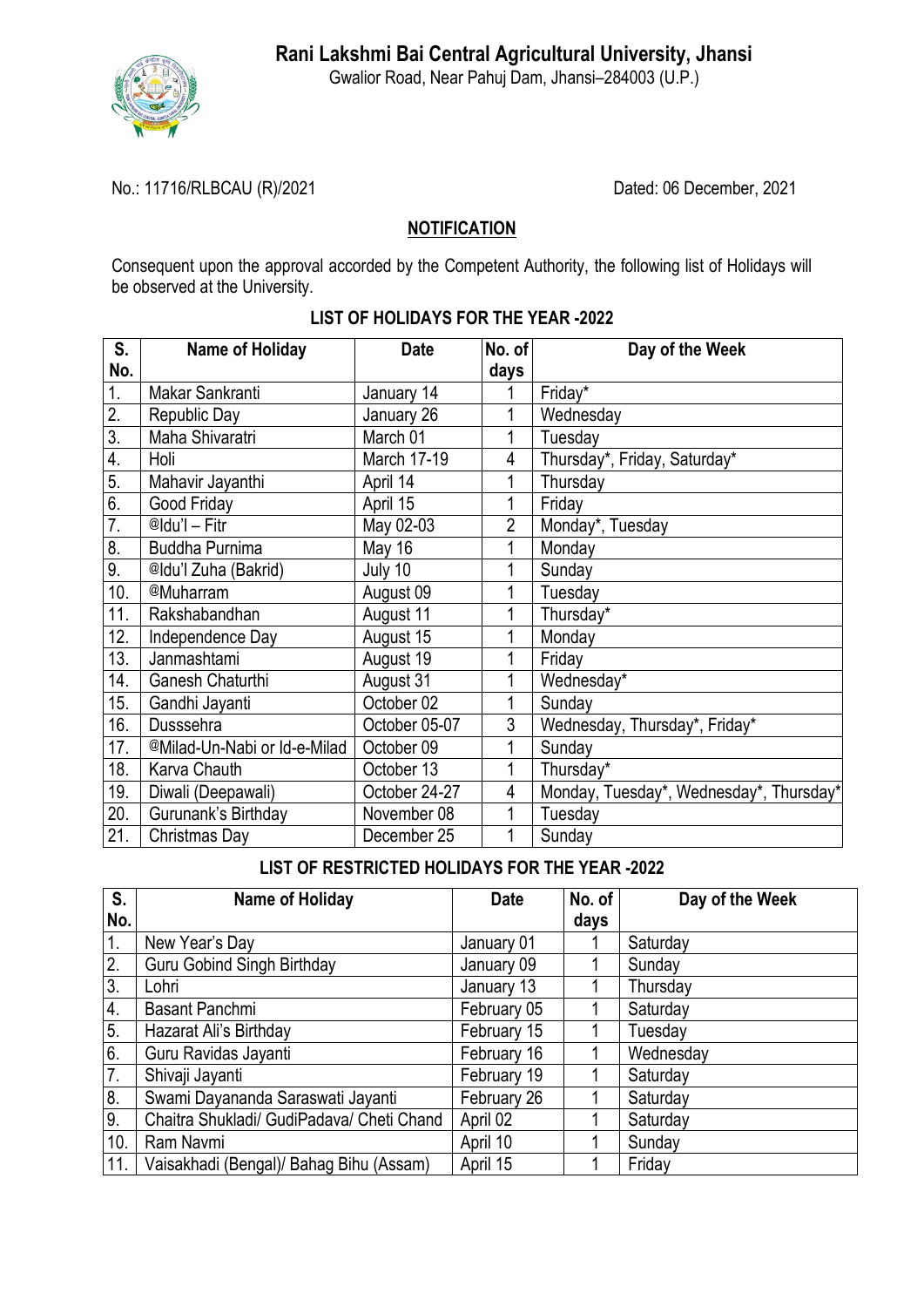# Rani Lakshmi Bai Central Agricultural University, Jhansi

Gwalior Road, Near Pahuj Dam, Jhansi–284003 (U.P.)

No.: 11716/RLBCAU (R)/2021 Dated: 06 December, 2021

## NOTIFICATION

Consequent upon the approval accorded by the Competent Authority, the following list of Holidays will be observed at the University.

### LIST OF HOLIDAYS FOR THE YEAR -2022

| S. No. | Name of Holiday | Date | No. of days | Day of the Week |
|---|---|---|---|---|
| 1. | Makar Sankranti | January 14 | 1 | Friday* |
| 2. | Republic Day | January 26 | 1 | Wednesday |
| 3. | Maha Shivaratri | March 01 | 1 | Tuesday |
| 4. | Holi | March 17-19 | 4 | Thursday*, Friday, Saturday* |
| 5. | Mahavir Jayanthi | April 14 | 1 | Thursday |
| 6. | Good Friday | April 15 | 1 | Friday |
| 7. | @Idu'l – Fitr | May 02-03 | 2 | Monday*, Tuesday |
| 8. | Buddha Purnima | May 16 | 1 | Monday |
| 9. | @Idu'l Zuha (Bakrid) | July 10 | 1 | Sunday |
| 10. | @Muharram | August 09 | 1 | Tuesday |
| 11. | Rakshabandhan | August 11 | 1 | Thursday* |
| 12. | Independence Day | August 15 | 1 | Monday |
| 13. | Janmashtami | August 19 | 1 | Friday |
| 14. | Ganesh Chaturthi | August 31 | 1 | Wednesday* |
| 15. | Gandhi Jayanti | October 02 | 1 | Sunday |
| 16. | Dusssehra | October 05-07 | 3 | Wednesday, Thursday*, Friday* |
| 17. | @Milad-Un-Nabi or Id-e-Milad | October 09 | 1 | Sunday |
| 18. | Karva Chauth | October 13 | 1 | Thursday* |
| 19. | Diwali (Deepawali) | October 24-27 | 4 | Monday, Tuesday*, Wednesday*, Thursday* |
| 20. | Gurunank's Birthday | November 08 | 1 | Tuesday |
| 21. | Christmas Day | December 25 | 1 | Sunday |

### LIST OF RESTRICTED HOLIDAYS FOR THE YEAR -2022

| S. No. | Name of Holiday | Date | No. of days | Day of the Week |
|---|---|---|---|---|
| 1. | New Year's Day | January 01 | 1 | Saturday |
| 2. | Guru Gobind Singh Birthday | January 09 | 1 | Sunday |
| 3. | Lohri | January 13 | 1 | Thursday |
| 4. | Basant Panchmi | February 05 | 1 | Saturday |
| 5. | Hazarat Ali's Birthday | February 15 | 1 | Tuesday |
| 6. | Guru Ravidas Jayanti | February 16 | 1 | Wednesday |
| 7. | Shivaji Jayanti | February 19 | 1 | Saturday |
| 8. | Swami Dayananda Saraswati Jayanti | February 26 | 1 | Saturday |
| 9. | Chaitra Shukladi/ GudiPadava/ Cheti Chand | April 02 | 1 | Saturday |
| 10. | Ram Navmi | April 10 | 1 | Sunday |
| 11. | Vaisakhadi (Bengal)/ Bahag Bihu (Assam) | April 15 | 1 | Friday |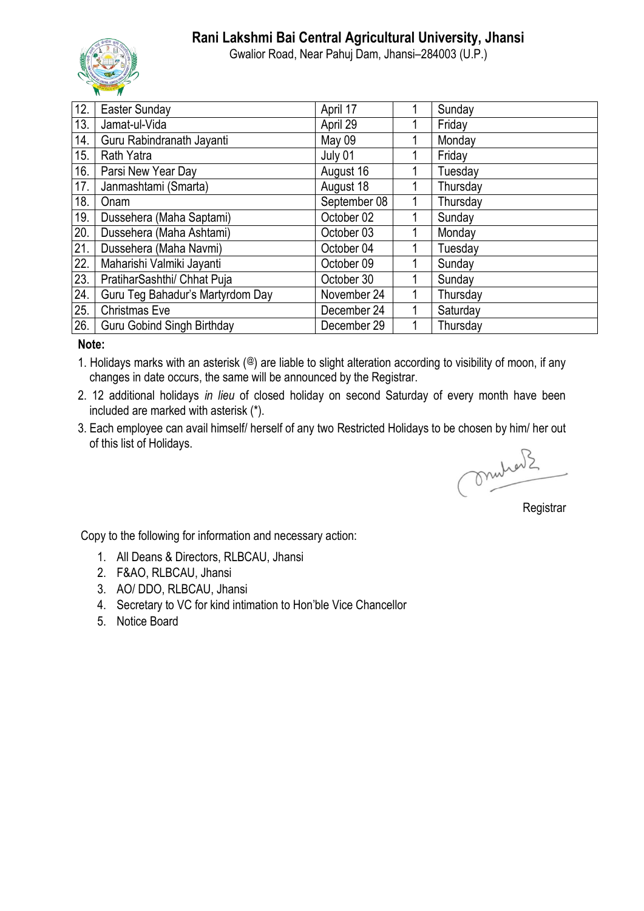# Rani Lakshmi Bai Central Agricultural University, Jhansi

Gwalior Road, Near Pahuj Dam, Jhansi–284003 (U.P.)

| | | | | |
|---|---|---|---|---|
| 12. | Easter Sunday | April 17 | 1 | Sunday |
| 13. | Jamat-ul-Vida | April 29 | 1 | Friday |
| 14. | Guru Rabindranath Jayanti | May 09 | 1 | Monday |
| 15. | Rath Yatra | July 01 | 1 | Friday |
| 16. | Parsi New Year Day | August 16 | 1 | Tuesday |
| 17. | Janmashtami (Smarta) | August 18 | 1 | Thursday |
| 18. | Onam | September 08 | 1 | Thursday |
| 19. | Dussehera (Maha Saptami) | October 02 | 1 | Sunday |
| 20. | Dussehera (Maha Ashtami) | October 03 | 1 | Monday |
| 21. | Dussehera (Maha Navmi) | October 04 | 1 | Tuesday |
| 22. | Maharishi Valmiki Jayanti | October 09 | 1 | Sunday |
| 23. | PratiharSashthi/ Chhat Puja | October 30 | 1 | Sunday |
| 24. | Guru Teg Bahadur's Martyrdom Day | November 24 | 1 | Thursday |
| 25. | Christmas Eve | December 24 | 1 | Saturday |
| 26. | Guru Gobind Singh Birthday | December 29 | 1 | Thursday |

**Note:**

1. Holidays marks with an asterisk (@) are liable to slight alteration according to visibility of moon, if any changes in date occurs, the same will be announced by the Registrar.
2. 12 additional holidays *in lieu* of closed holiday on second Saturday of every month have been included are marked with asterisk (*).
3. Each employee can avail himself/ herself of any two Restricted Holidays to be chosen by him/ her out of this list of Holidays.

Registrar

Copy to the following for information and necessary action:

1. All Deans & Directors, RLBCAU, Jhansi
2. F&AO, RLBCAU, Jhansi
3. AO/ DDO, RLBCAU, Jhansi
4. Secretary to VC for kind intimation to Hon'ble Vice Chancellor
5. Notice Board